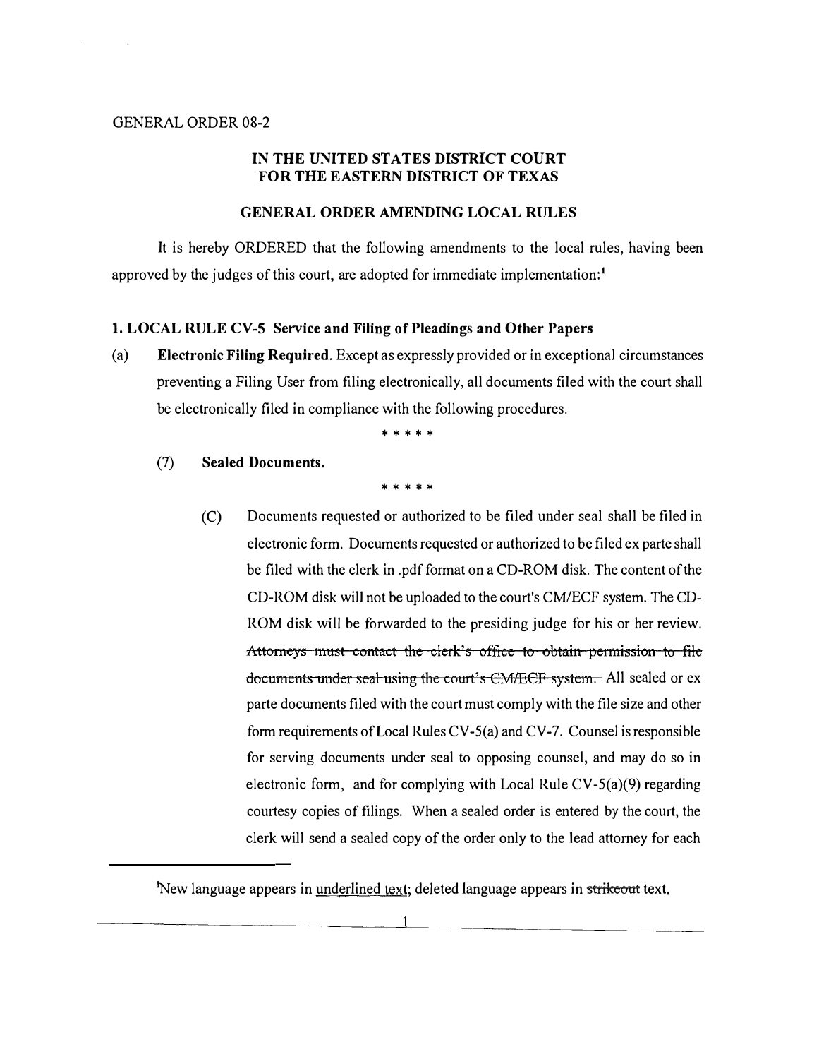GENERAL ORDER 08-2

**IN THE UNITED STATES DISTRICT COURT**
**FOR THE EASTERN DISTRICT OF TEXAS**

**GENERAL ORDER AMENDING LOCAL RULES**

It is hereby ORDERED that the following amendments to the local rules, having been approved by the judges of this court, are adopted for immediate implementation:[1]

**1. LOCAL RULE CV-5 Service and Filing of Pleadings and Other Papers**

(a) **Electronic Filing Required**. Except as expressly provided or in exceptional circumstances preventing a Filing User from filing electronically, all documents filed with the court shall be electronically filed in compliance with the following procedures.

\* \* \* \* \*

(7) **Sealed Documents.**

\* \* \* \* \*

(C) Documents requested or authorized to be filed under seal shall be filed in electronic form. Documents requested or authorized to be filed ex parte shall be filed with the clerk in .pdf format on a CD-ROM disk. The content of the CD-ROM disk will not be uploaded to the court's CM/ECF system. The CD-ROM disk will be forwarded to the presiding judge for his or her review. ~~Attorneys must contact the clerk's office to obtain permission to file documents under seal using the court's CM/ECF system.~~ All sealed or ex parte documents filed with the court must comply with the file size and other form requirements of Local Rules CV-5(a) and CV-7. Counsel is responsible for serving documents under seal to opposing counsel, and may do so in electronic form, and for complying with Local Rule CV-5(a)(9) regarding courtesy copies of filings. When a sealed order is entered by the court, the clerk will send a sealed copy of the order only to the lead attorney for each

---

[1]New language appears in <u>underlined text</u>; deleted language appears in ~~strikeout~~ text.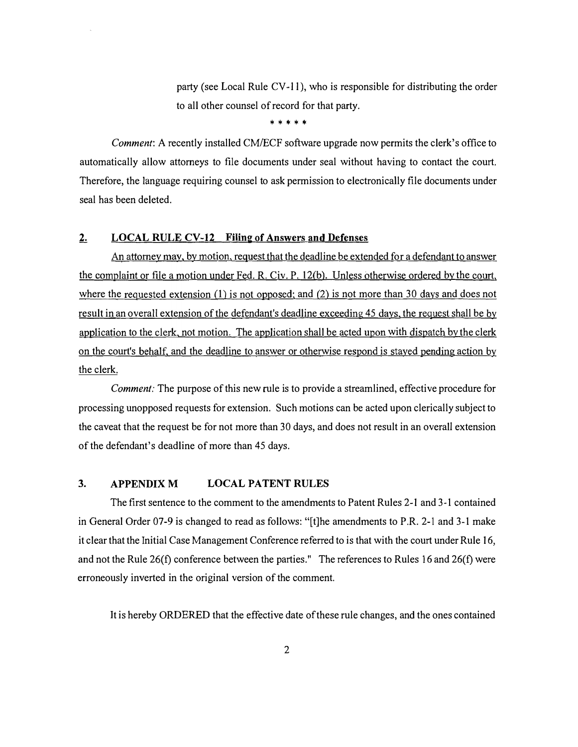party (see Local Rule CV-11), who is responsible for distributing the order to all other counsel of record for that party.

\* \* \* \* \*

*Comment*: A recently installed CM/ECF software upgrade now permits the clerk's office to automatically allow attorneys to file documents under seal without having to contact the court. Therefore, the language requiring counsel to ask permission to electronically file documents under seal has been deleted.

## 2. LOCAL RULE CV-12 Filing of Answers and Defenses

<u>An attorney may, by motion, request that the deadline be extended for a defendant to answer the complaint or file a motion under Fed. R. Civ. P. 12(b). Unless otherwise ordered by the court, where the requested extension (1) is not opposed; and (2) is not more than 30 days and does not result in an overall extension of the defendant's deadline exceeding 45 days, the request shall be by application to the clerk, not motion. The application shall be acted upon with dispatch by the clerk on the court's behalf, and the deadline to answer or otherwise respond is stayed pending action by the clerk.</u>

*Comment:* The purpose of this new rule is to provide a streamlined, effective procedure for processing unopposed requests for extension. Such motions can be acted upon clerically subject to the caveat that the request be for not more than 30 days, and does not result in an overall extension of the defendant's deadline of more than 45 days.

## 3. APPENDIX M LOCAL PATENT RULES

The first sentence to the comment to the amendments to Patent Rules 2-1 and 3-1 contained in General Order 07-9 is changed to read as follows: "[t]he amendments to P.R. 2-1 and 3-1 make it clear that the Initial Case Management Conference referred to is that with the court under Rule 16, and not the Rule 26(f) conference between the parties." The references to Rules 16 and 26(f) were erroneously inverted in the original version of the comment.

It is hereby ORDERED that the effective date of these rule changes, and the ones contained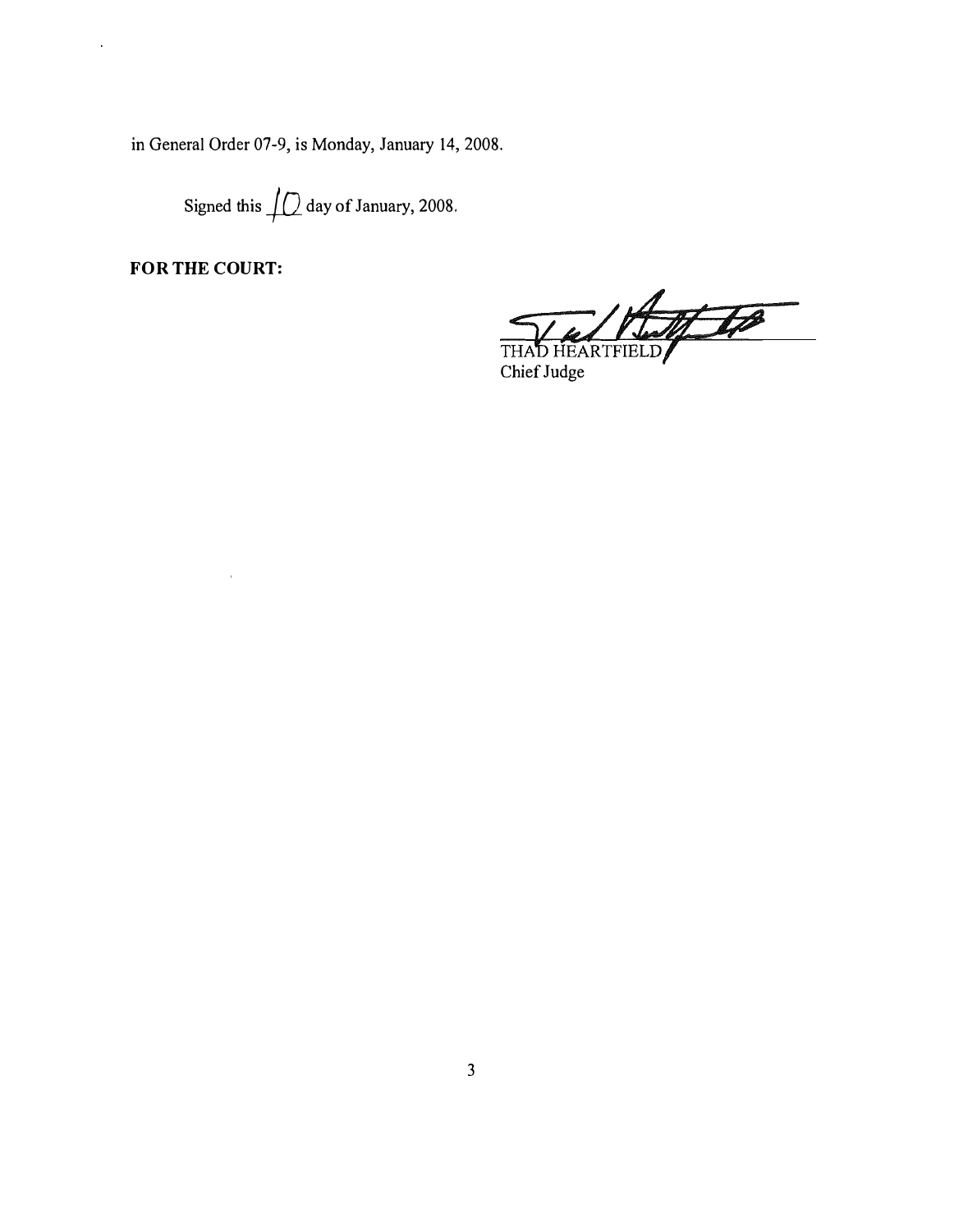in General Order 07-9, is Monday, January 14, 2008.

Signed this 10 day of January, 2008.

**FOR THE COURT:**

THAD HEARTFIELD
Chief Judge